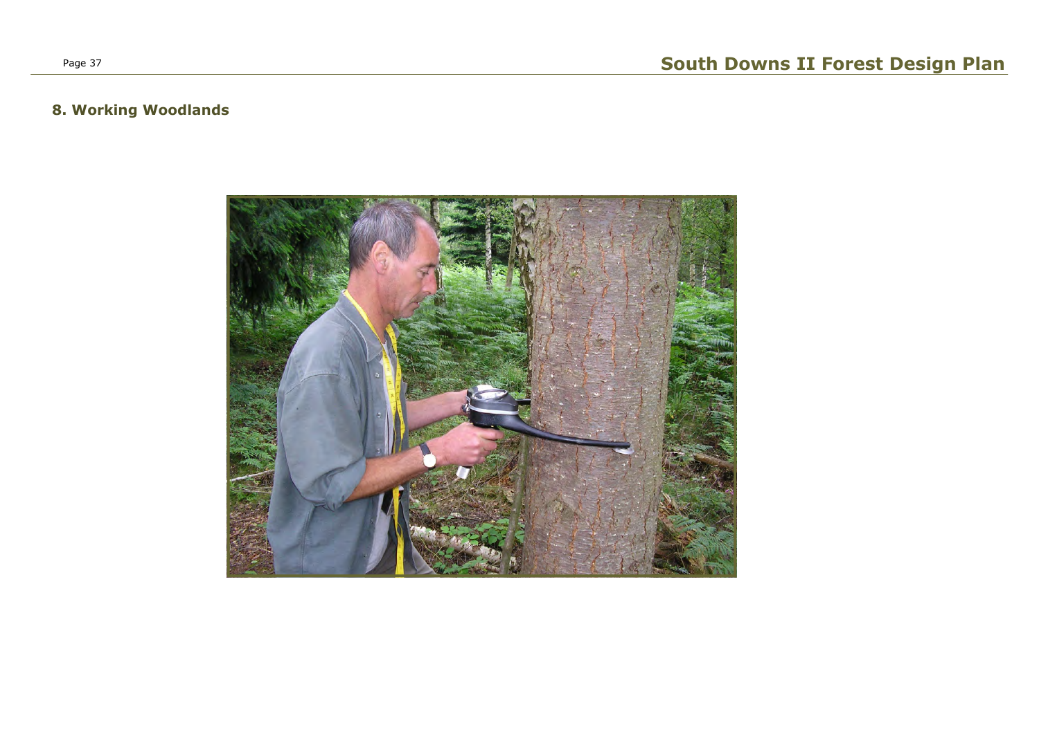## 8. Working Woodlands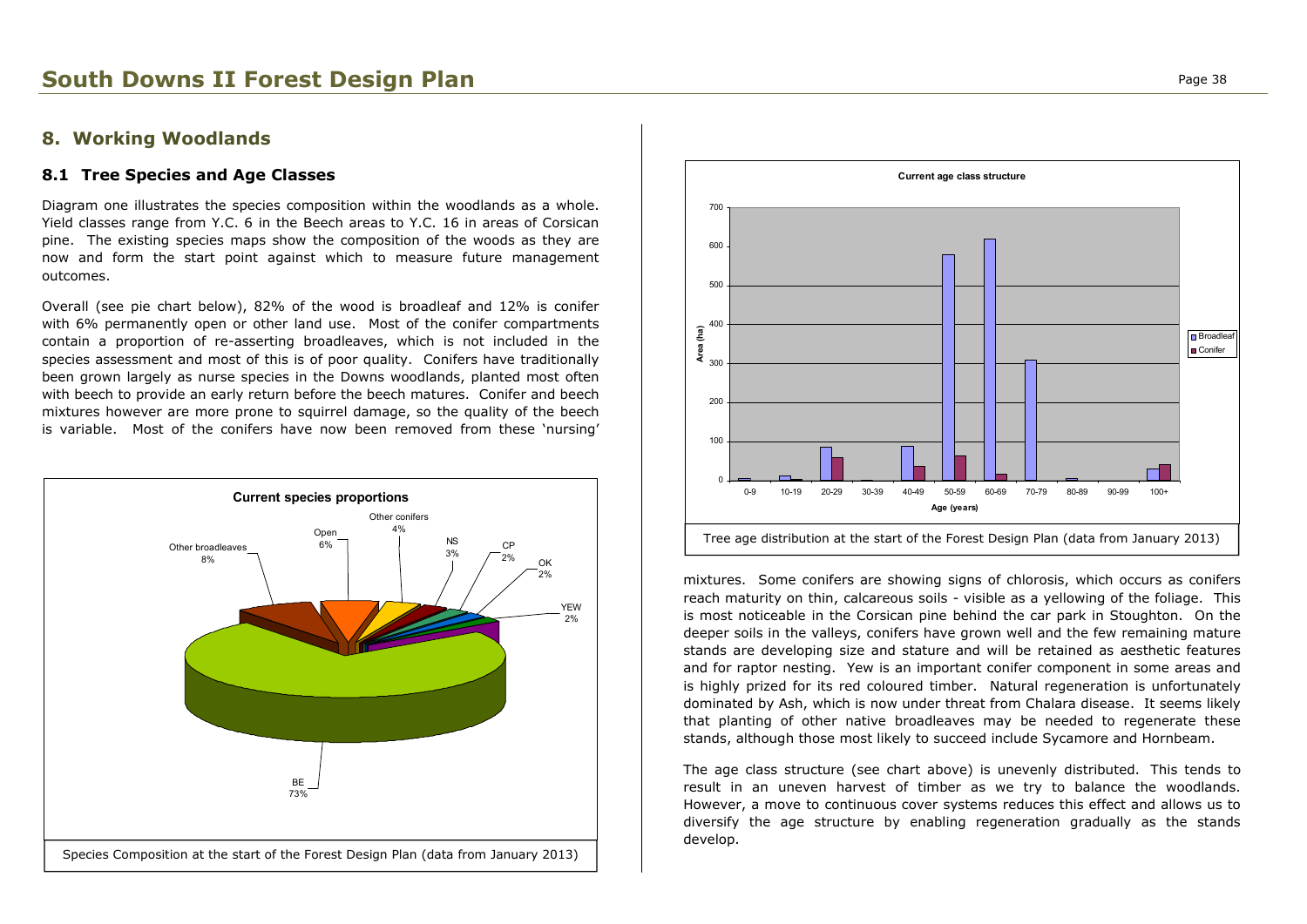## 8. Working Woodlands

### 8.1 Tree Species and Age Classes

Diagram one illustrates the species composition within the woodlands as a whole. Yield classes range from Y.C. 6 in the Beech areas to Y.C. 16 in areas of Corsican pine. The existing species maps show the composition of the woods as they are now and form the start point against which to measure future management outcomes.

Overall (see pie chart below), 82% of the wood is broadleaf and 12% is conifer with 6% permanently open or other land use. Most of the conifer compartments contain a proportion of re-asserting broadleaves, which is not included in the species assessment and most of this is of poor quality. Conifers have traditionally been grown largely as nurse species in the Downs woodlands, planted most often with beech to provide an early return before the beech matures. Conifer and beech mixtures however are more prone to squirrel damage, so the quality of the beech is variable. Most of the conifers have now been removed from these 'nursing' mixtures. Some conifers are showing signs of chlorosis, which occurs as conifers reach maturity on thin, calcareous soils - visible as a yellowing of the foliage. This is most noticeable in the Corsican pine behind the car park in Stoughton. On the deeper soils in the valleys, conifers have grown well and the few remaining mature stands are developing size and stature and will be retained as aesthetic features and for raptor nesting. Yew is an important conifer component in some areas and is highly prized for its red coloured timber. Natural regeneration is unfortunately dominated by Ash, which is now under threat from Chalara disease. It seems likely that planting of other native broadleaves may be needed to regenerate these stands, although those most likely to succeed include Sycamore and Hornbeam.

**Current species proportions**

| Species | Proportion |
|---|---|
| BE | 73% |
| Other broadleaves | 8% |
| Open | 6% |
| Other conifers | 4% |
| NS | 3% |
| CP | 2% |
| OK | 2% |
| YEW | 2% |

Species Composition at the start of the Forest Design Plan (data from January 2013)

**Current age class structure**

Tree age distribution at the start of the Forest Design Plan (data from January 2013)

The age class structure (see chart above) is unevenly distributed. This tends to result in an uneven harvest of timber as we try to balance the woodlands. However, a move to continuous cover systems reduces this effect and allows us to diversify the age structure by enabling regeneration gradually as the stands develop.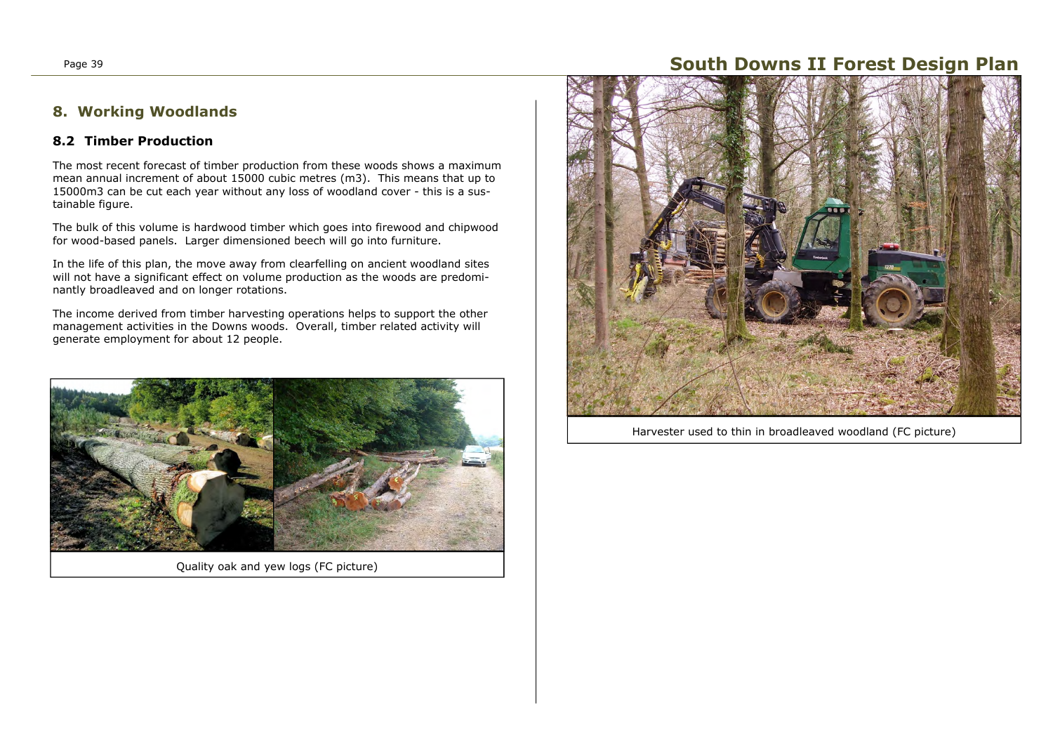## 8. Working Woodlands

### 8.2 Timber Production

The most recent forecast of timber production from these woods shows a maximum mean annual increment of about 15000 cubic metres (m3). This means that up to 15000m3 can be cut each year without any loss of woodland cover - this is a sustainable figure.

The bulk of this volume is hardwood timber which goes into firewood and chipwood for wood-based panels. Larger dimensioned beech will go into furniture.

In the life of this plan, the move away from clearfelling on ancient woodland sites will not have a significant effect on volume production as the woods are predominantly broadleaved and on longer rotations.

The income derived from timber harvesting operations helps to support the other management activities in the Downs woods. Overall, timber related activity will generate employment for about 12 people.

Quality oak and yew logs (FC picture)

Harvester used to thin in broadleaved woodland (FC picture)